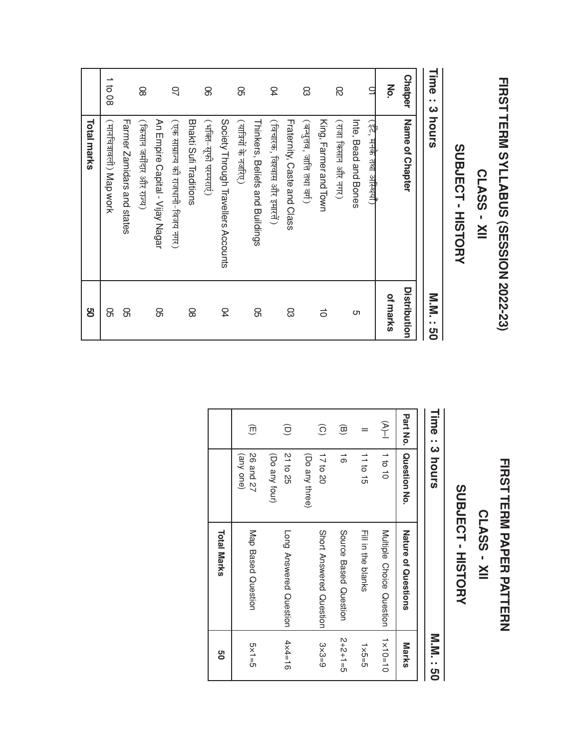# FIRST TERM SYLLABUS (SESSION 2022-23)

## CLASS - XII

## SUBJECT - HISTORY

**Time : 3 hours** **M.M. : 50**

| Chatper No. | Name of Chapter | Distribution of marks |
|---|---|---|
| 01 | Inte, Bead and Bones (ईंटें, मनके तथा अस्थियाँ) | 5 |
| 02 | King, Farmer and Town (राजा किसान और नगर) | 10 |
| 03 | Fraternity, Caste and Class (बन्धुत्व, जाति तथा वर्ग) | 03 |
| 04 | Thinkers, Beliefs and Buildings (विचारक, विश्वास और इमारतें) | 05 |
| 05 | Society Through Travellers Accounts (यात्रियों के नजरिए) | 04 |
| 06 | Bhakti Sufi Traditions (भक्ति-सूफी परम्पराएं) | 08 |
| 07 | An Empire Capital - Vijay Nagar (एक साम्राज्य की राजधानी-विजय नगर) | 05 |
| 08 | Farmer Zamidars and states (किसान जमींदार और राज्य) | 05 |
| 1 to 08 | (मानचित्रावली) Map work | 05 |
| | **Total marks** | **50** |

# FIRST TERM PAPER PATTERN

## CLASS - XII

## SUBJECT - HISTORY

**Time : 3 hours** **M.M. : 50**

| Part No. | Question No. | Nature of Questions | Marks |
|---|---|---|---|
| (A)–I | 1 to 10 | Multiple Choice Question | 1×10=10 |
| II | 11 to 15 | Fill in the blanks | 1×5=5 |
| (B) | 16 | Source Based Question | 2+2+1=5 |
| (C) | 17 to 20 (Do any three) | Short Answered Question | 3×3=9 |
| (D) | 21 to 25 (Do any four) | Long Answered Question | 4×4=16 |
| (E) | 26 and 27 (any one) | Map Based Question | 5×1=5 |
| | | **Total Marks** | **50** |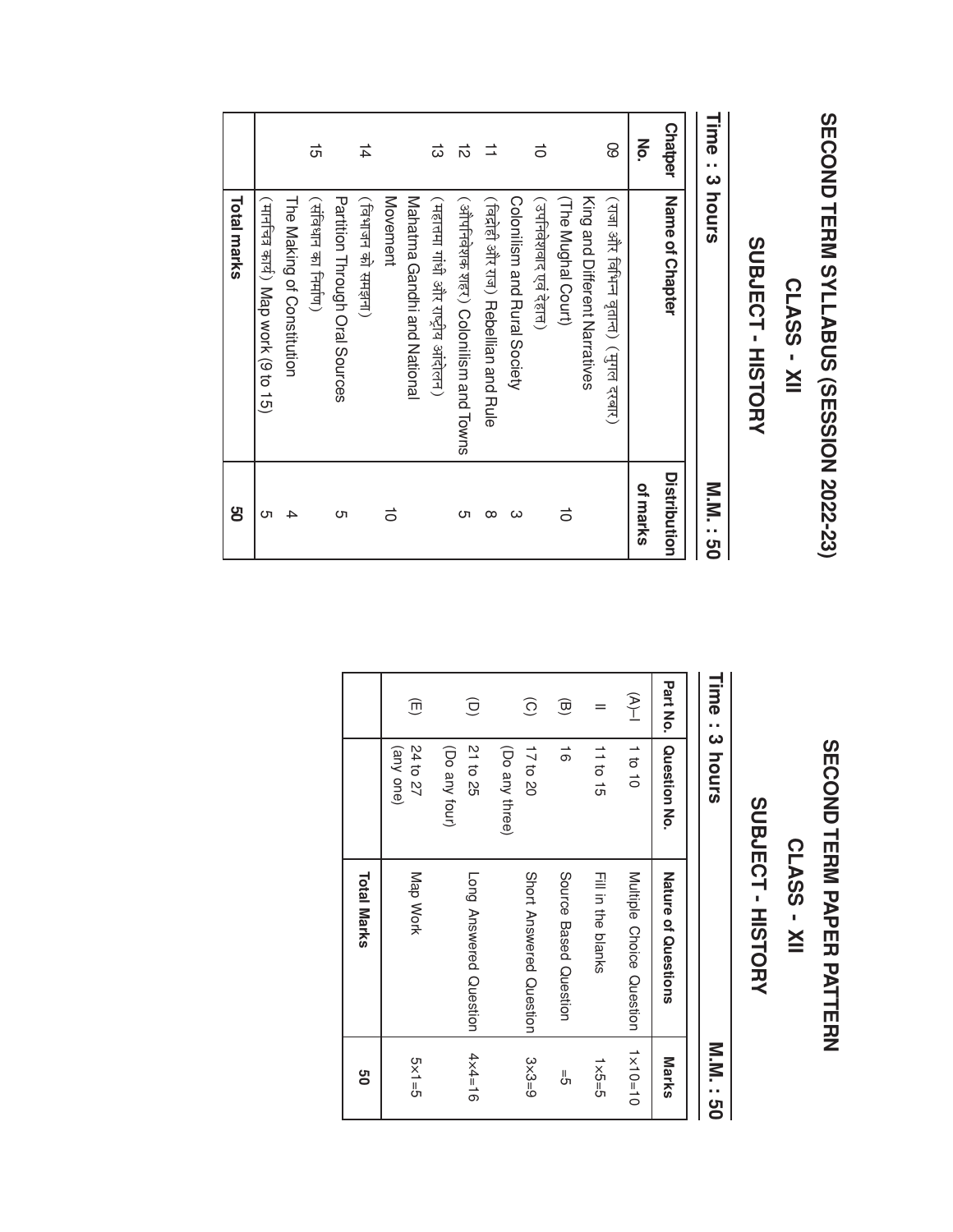# SECOND TERM SYLLABUS (SESSION 2022-23)

## CLASS - XII

## SUBJECT - HISTORY

**Time : 3 hours** **M.M. : 50**

| Chatper No. | Name of Chapter | Distribution of marks |
|---|---|---|
| 09 | (राजा और विभिन्न वृतान्त) (मुगल दरबार) King and Different Narratives (The Mughal Court) | 10 |
| 10 | (उपनिवेशवाद एवं देहात) Colonilism and Rural Society | 3 |
| 11 | (विद्रोही और राज) Rebellian and Rule | 8 |
| 12 | (औपनिवेशक शहर) Colonilism and Towns | 5 |
| 13 | (महात्मा गांधी और राष्ट्रीय आंदोलन) Mahatma Gandhi and National Movement | 10 |
| 14 | (विभाजन को समझना) Partition Through Oral Sources | 5 |
| 15 | (संविधान का निर्माण) The Making of Constitution | 4 |
| | (मानचित्र कार्य) Map work (9 to 15) | 5 |
| | **Total marks** | **50** |

# SECOND TERM PAPER PATTERN

## CLASS - XII

## SUBJECT - HISTORY

**Time : 3 hours** **M.M. : 50**

| Part No. | Question No. | Nature of Questions | Marks |
|---|---|---|---|
| (A)–I | 1 to 10 | Multiple Choice Question | 1×10=10 |
| II | 11 to 15 | Fill in the blanks | 1×5=5 |
| (B) | 16 | Source Based Question | =5 |
| (C) | 17 to 20 (Do any three) | Short Answered Question | 3×3=9 |
| (D) | 21 to 25 (Do any four) | Long Answered Question | 4×4=16 |
| (E) | 24 to 27 (any one) | Map Work | 5×1=5 |
| | | **Total Marks** | **50** |